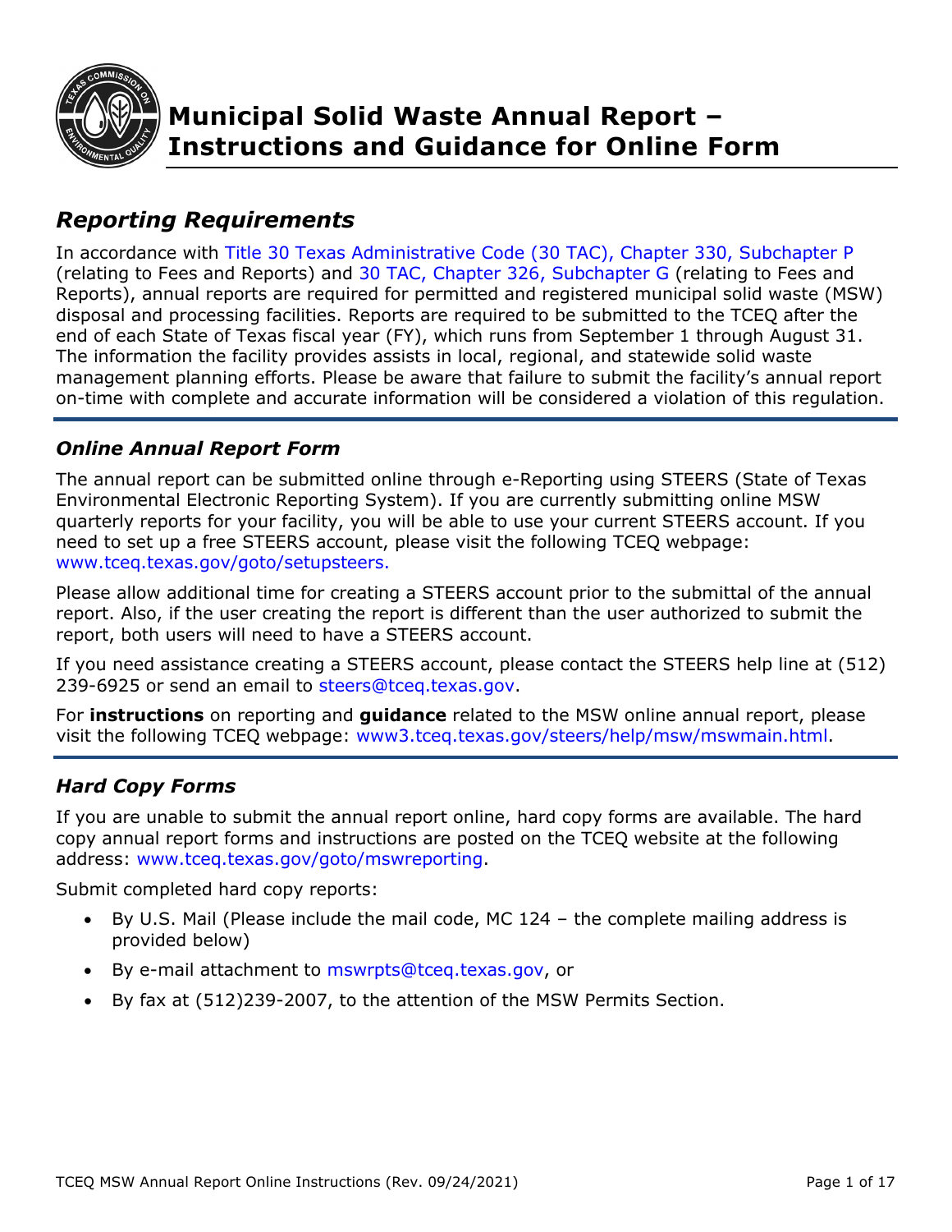# Municipal Solid Waste Annual Report – Instructions and Guidance for Online Form

## *Reporting Requirements*

In accordance with Title 30 Texas Administrative Code (30 TAC), Chapter 330, Subchapter P (relating to Fees and Reports) and 30 TAC, Chapter 326, Subchapter G (relating to Fees and Reports), annual reports are required for permitted and registered municipal solid waste (MSW) disposal and processing facilities. Reports are required to be submitted to the TCEQ after the end of each State of Texas fiscal year (FY), which runs from September 1 through August 31. The information the facility provides assists in local, regional, and statewide solid waste management planning efforts. Please be aware that failure to submit the facility's annual report on-time with complete and accurate information will be considered a violation of this regulation.

### *Online Annual Report Form*

The annual report can be submitted online through e-Reporting using STEERS (State of Texas Environmental Electronic Reporting System). If you are currently submitting online MSW quarterly reports for your facility, you will be able to use your current STEERS account. If you need to set up a free STEERS account, please visit the following TCEQ webpage: www.tceq.texas.gov/goto/setupsteers.

Please allow additional time for creating a STEERS account prior to the submittal of the annual report. Also, if the user creating the report is different than the user authorized to submit the report, both users will need to have a STEERS account.

If you need assistance creating a STEERS account, please contact the STEERS help line at (512) 239-6925 or send an email to steers@tceq.texas.gov.

For **instructions** on reporting and **guidance** related to the MSW online annual report, please visit the following TCEQ webpage: www3.tceq.texas.gov/steers/help/msw/mswmain.html.

### *Hard Copy Forms*

If you are unable to submit the annual report online, hard copy forms are available. The hard copy annual report forms and instructions are posted on the TCEQ website at the following address: www.tceq.texas.gov/goto/mswreporting.

Submit completed hard copy reports:

- By U.S. Mail (Please include the mail code, MC 124 – the complete mailing address is provided below)
- By e-mail attachment to mswrpts@tceq.texas.gov, or
- By fax at (512)239-2007, to the attention of the MSW Permits Section.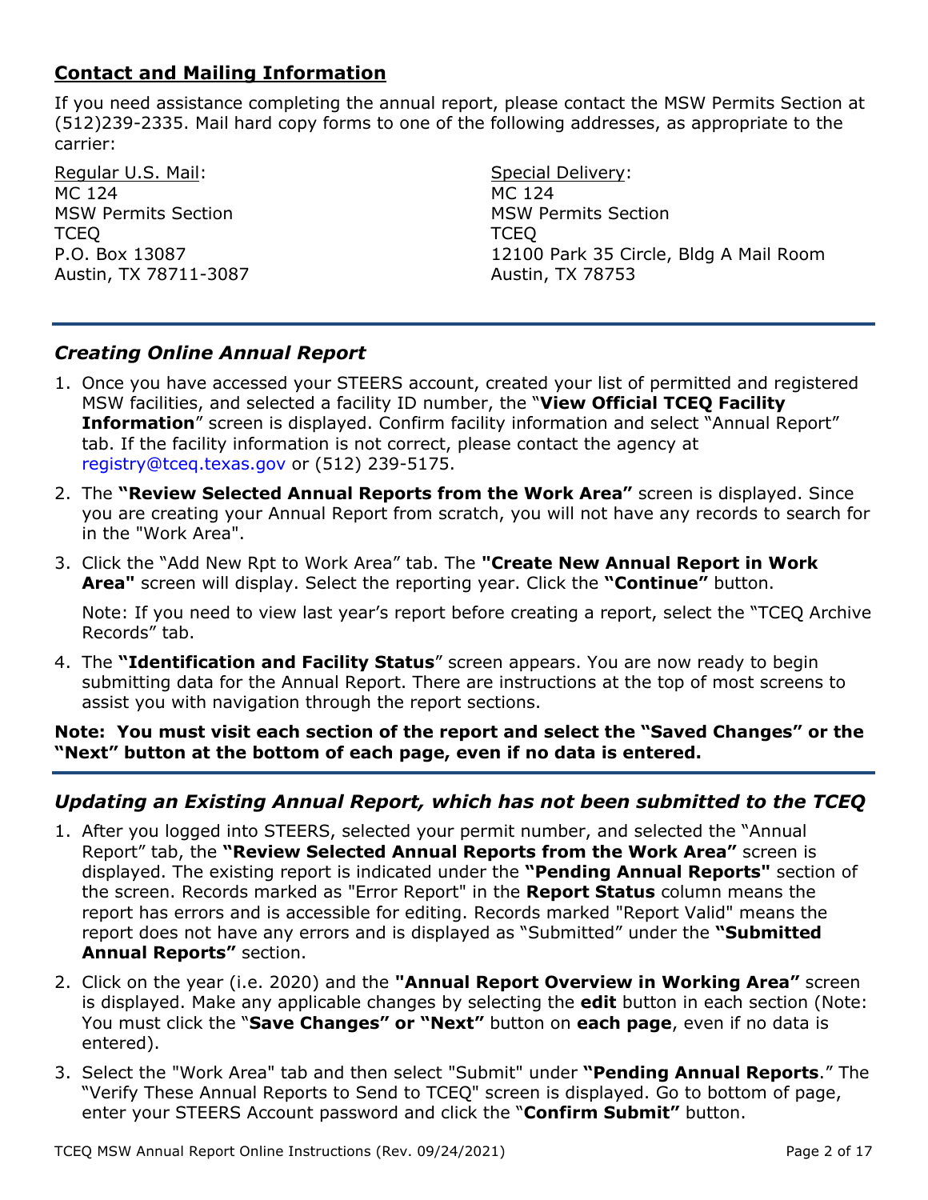## **Contact and Mailing Information**

If you need assistance completing the annual report, please contact the MSW Permits Section at (512)239-2335. Mail hard copy forms to one of the following addresses, as appropriate to the carrier:

Regular U.S. Mail:
MC 124
MSW Permits Section
TCEQ
P.O. Box 13087
Austin, TX 78711-3087

Special Delivery:
MC 124
MSW Permits Section
TCEQ
12100 Park 35 Circle, Bldg A Mail Room
Austin, TX 78753

### *Creating Online Annual Report*

1. Once you have accessed your STEERS account, created your list of permitted and registered MSW facilities, and selected a facility ID number, the "**View Official TCEQ Facility Information**" screen is displayed. Confirm facility information and select "Annual Report" tab. If the facility information is not correct, please contact the agency at registry@tceq.texas.gov or (512) 239-5175.
2. The **"Review Selected Annual Reports from the Work Area"** screen is displayed. Since you are creating your Annual Report from scratch, you will not have any records to search for in the "Work Area".
3. Click the "Add New Rpt to Work Area" tab. The **"Create New Annual Report in Work Area"** screen will display. Select the reporting year. Click the **"Continue"** button.

   Note: If you need to view last year's report before creating a report, select the "TCEQ Archive Records" tab.
4. The **"Identification and Facility Status**" screen appears. You are now ready to begin submitting data for the Annual Report. There are instructions at the top of most screens to assist you with navigation through the report sections.

**Note: You must visit each section of the report and select the "Saved Changes" or the "Next" button at the bottom of each page, even if no data is entered.**

### *Updating an Existing Annual Report, which has not been submitted to the TCEQ*

1. After you logged into STEERS, selected your permit number, and selected the "Annual Report" tab, the **"Review Selected Annual Reports from the Work Area"** screen is displayed. The existing report is indicated under the **"Pending Annual Reports"** section of the screen. Records marked as "Error Report" in the **Report Status** column means the report has errors and is accessible for editing. Records marked "Report Valid" means the report does not have any errors and is displayed as "Submitted" under the **"Submitted Annual Reports"** section.
2. Click on the year (i.e. 2020) and the **"Annual Report Overview in Working Area"** screen is displayed. Make any applicable changes by selecting the **edit** button in each section (Note: You must click the "**Save Changes" or "Next"** button on **each page**, even if no data is entered).
3. Select the "Work Area" tab and then select "Submit" under **"Pending Annual Reports**." The "Verify These Annual Reports to Send to TCEQ" screen is displayed. Go to bottom of page, enter your STEERS Account password and click the "**Confirm Submit"** button.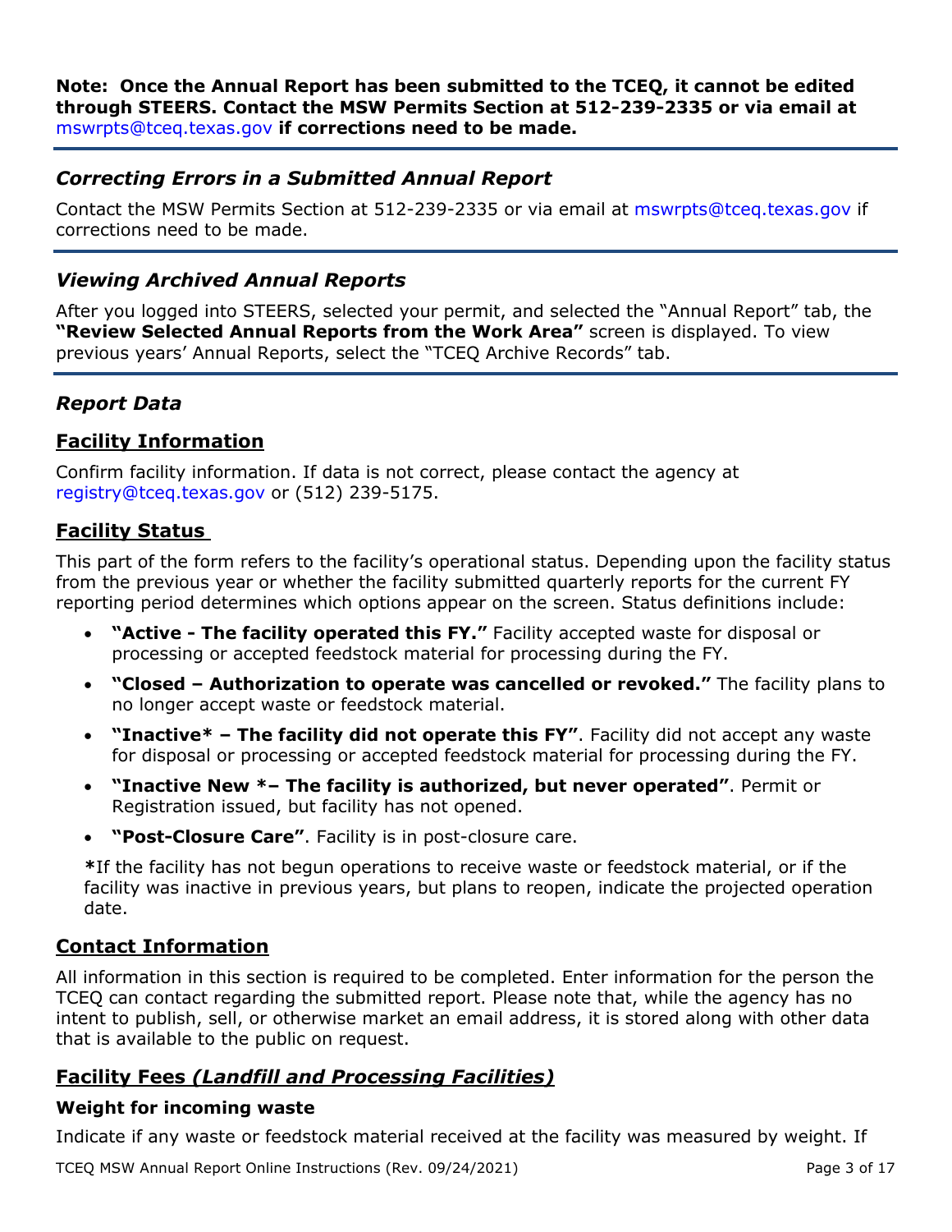**Note: Once the Annual Report has been submitted to the TCEQ, it cannot be edited through STEERS. Contact the MSW Permits Section at 512-239-2335 or via email at** mswrpts@tceq.texas.gov **if corrections need to be made.**

---

### *Correcting Errors in a Submitted Annual Report*

Contact the MSW Permits Section at 512-239-2335 or via email at mswrpts@tceq.texas.gov if corrections need to be made.

---

### *Viewing Archived Annual Reports*

After you logged into STEERS, selected your permit, and selected the "Annual Report" tab, the **"Review Selected Annual Reports from the Work Area"** screen is displayed. To view previous years' Annual Reports, select the "TCEQ Archive Records" tab.

---

### *Report Data*

#### Facility Information

Confirm facility information. If data is not correct, please contact the agency at registry@tceq.texas.gov or (512) 239-5175.

#### Facility Status

This part of the form refers to the facility's operational status. Depending upon the facility status from the previous year or whether the facility submitted quarterly reports for the current FY reporting period determines which options appear on the screen. Status definitions include:

- **"Active - The facility operated this FY."** Facility accepted waste for disposal or processing or accepted feedstock material for processing during the FY.
- **"Closed – Authorization to operate was cancelled or revoked."** The facility plans to no longer accept waste or feedstock material.
- **"Inactive* – The facility did not operate this FY"**. Facility did not accept any waste for disposal or processing or accepted feedstock material for processing during the FY.
- **"Inactive New *– The facility is authorized, but never operated"**. Permit or Registration issued, but facility has not opened.
- **"Post-Closure Care"**. Facility is in post-closure care.

**\***If the facility has not begun operations to receive waste or feedstock material, or if the facility was inactive in previous years, but plans to reopen, indicate the projected operation date.

#### Contact Information

All information in this section is required to be completed. Enter information for the person the TCEQ can contact regarding the submitted report. Please note that, while the agency has no intent to publish, sell, or otherwise market an email address, it is stored along with other data that is available to the public on request.

#### Facility Fees *(Landfill and Processing Facilities)*

**Weight for incoming waste**

Indicate if any waste or feedstock material received at the facility was measured by weight. If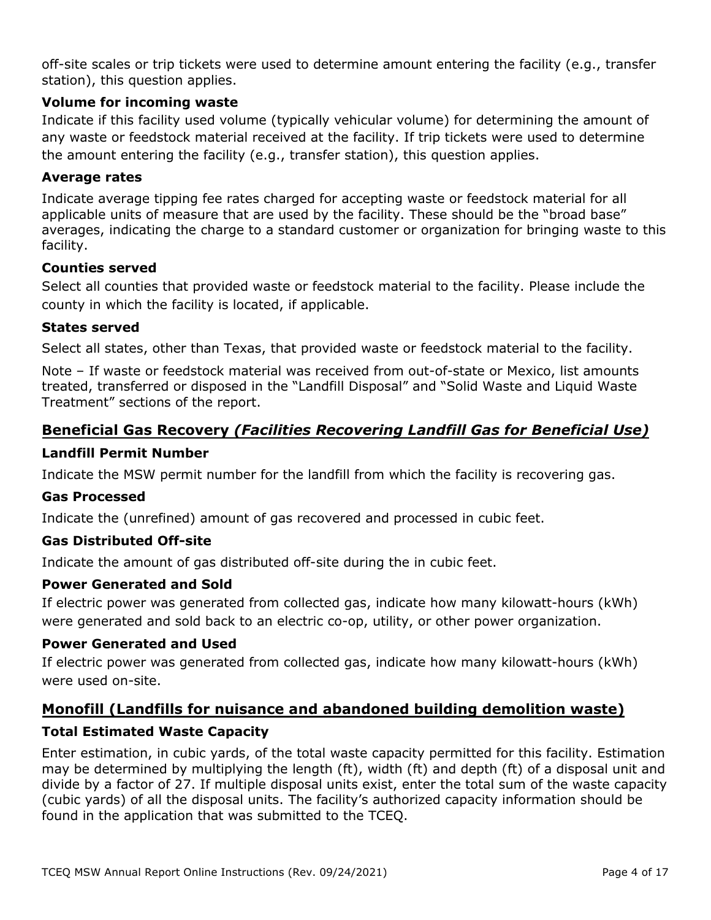off-site scales or trip tickets were used to determine amount entering the facility (e.g., transfer station), this question applies.

### Volume for incoming waste

Indicate if this facility used volume (typically vehicular volume) for determining the amount of any waste or feedstock material received at the facility. If trip tickets were used to determine the amount entering the facility (e.g., transfer station), this question applies.

### Average rates

Indicate average tipping fee rates charged for accepting waste or feedstock material for all applicable units of measure that are used by the facility. These should be the "broad base" averages, indicating the charge to a standard customer or organization for bringing waste to this facility.

### Counties served

Select all counties that provided waste or feedstock material to the facility. Please include the county in which the facility is located, if applicable.

### States served

Select all states, other than Texas, that provided waste or feedstock material to the facility.

Note – If waste or feedstock material was received from out-of-state or Mexico, list amounts treated, transferred or disposed in the "Landfill Disposal" and "Solid Waste and Liquid Waste Treatment" sections of the report.

## Beneficial Gas Recovery *(Facilities Recovering Landfill Gas for Beneficial Use)*

### Landfill Permit Number

Indicate the MSW permit number for the landfill from which the facility is recovering gas.

### Gas Processed

Indicate the (unrefined) amount of gas recovered and processed in cubic feet.

### Gas Distributed Off-site

Indicate the amount of gas distributed off-site during the in cubic feet.

### Power Generated and Sold

If electric power was generated from collected gas, indicate how many kilowatt-hours (kWh) were generated and sold back to an electric co-op, utility, or other power organization.

### Power Generated and Used

If electric power was generated from collected gas, indicate how many kilowatt-hours (kWh) were used on-site.

## Monofill (Landfills for nuisance and abandoned building demolition waste)

### Total Estimated Waste Capacity

Enter estimation, in cubic yards, of the total waste capacity permitted for this facility. Estimation may be determined by multiplying the length (ft), width (ft) and depth (ft) of a disposal unit and divide by a factor of 27. If multiple disposal units exist, enter the total sum of the waste capacity (cubic yards) of all the disposal units. The facility's authorized capacity information should be found in the application that was submitted to the TCEQ.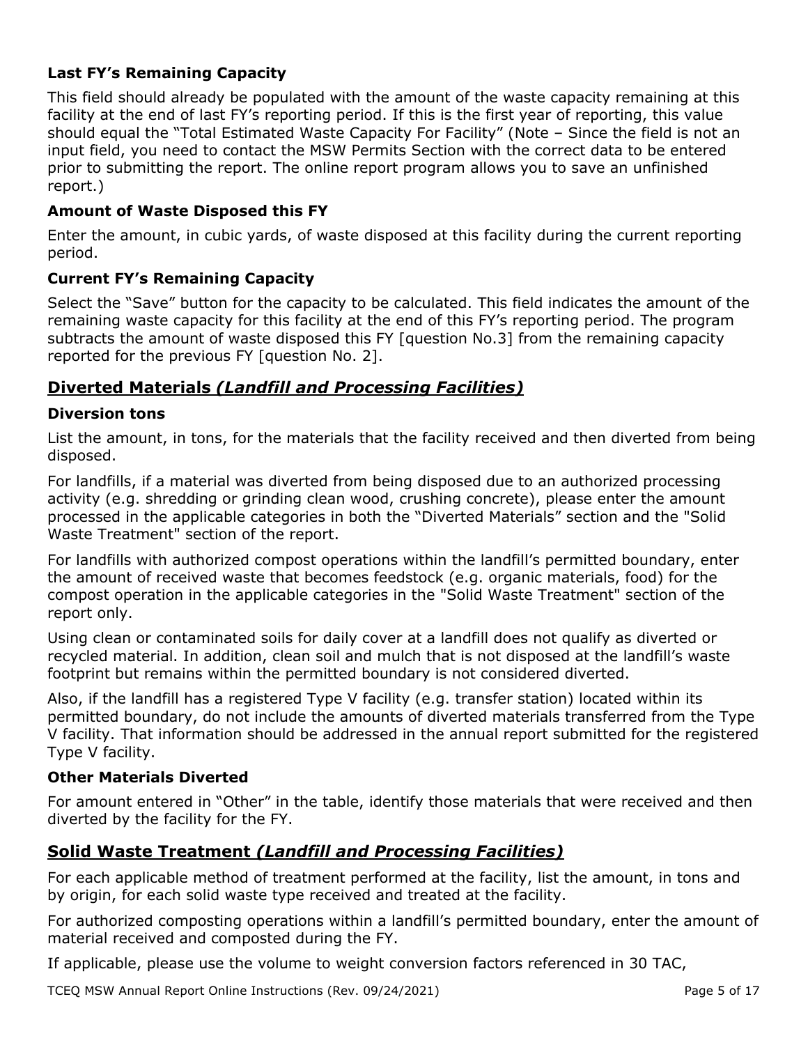### Last FY's Remaining Capacity

This field should already be populated with the amount of the waste capacity remaining at this facility at the end of last FY's reporting period. If this is the first year of reporting, this value should equal the "Total Estimated Waste Capacity For Facility" (Note – Since the field is not an input field, you need to contact the MSW Permits Section with the correct data to be entered prior to submitting the report. The online report program allows you to save an unfinished report.)

### Amount of Waste Disposed this FY

Enter the amount, in cubic yards, of waste disposed at this facility during the current reporting period.

### Current FY's Remaining Capacity

Select the "Save" button for the capacity to be calculated. This field indicates the amount of the remaining waste capacity for this facility at the end of this FY's reporting period. The program subtracts the amount of waste disposed this FY [question No.3] from the remaining capacity reported for the previous FY [question No. 2].

## Diverted Materials *(Landfill and Processing Facilities)*

### Diversion tons

List the amount, in tons, for the materials that the facility received and then diverted from being disposed.

For landfills, if a material was diverted from being disposed due to an authorized processing activity (e.g. shredding or grinding clean wood, crushing concrete), please enter the amount processed in the applicable categories in both the "Diverted Materials" section and the "Solid Waste Treatment" section of the report.

For landfills with authorized compost operations within the landfill's permitted boundary, enter the amount of received waste that becomes feedstock (e.g. organic materials, food) for the compost operation in the applicable categories in the "Solid Waste Treatment" section of the report only.

Using clean or contaminated soils for daily cover at a landfill does not qualify as diverted or recycled material. In addition, clean soil and mulch that is not disposed at the landfill's waste footprint but remains within the permitted boundary is not considered diverted.

Also, if the landfill has a registered Type V facility (e.g. transfer station) located within its permitted boundary, do not include the amounts of diverted materials transferred from the Type V facility. That information should be addressed in the annual report submitted for the registered Type V facility.

### Other Materials Diverted

For amount entered in "Other" in the table, identify those materials that were received and then diverted by the facility for the FY.

## Solid Waste Treatment *(Landfill and Processing Facilities)*

For each applicable method of treatment performed at the facility, list the amount, in tons and by origin, for each solid waste type received and treated at the facility.

For authorized composting operations within a landfill's permitted boundary, enter the amount of material received and composted during the FY.

If applicable, please use the volume to weight conversion factors referenced in 30 TAC,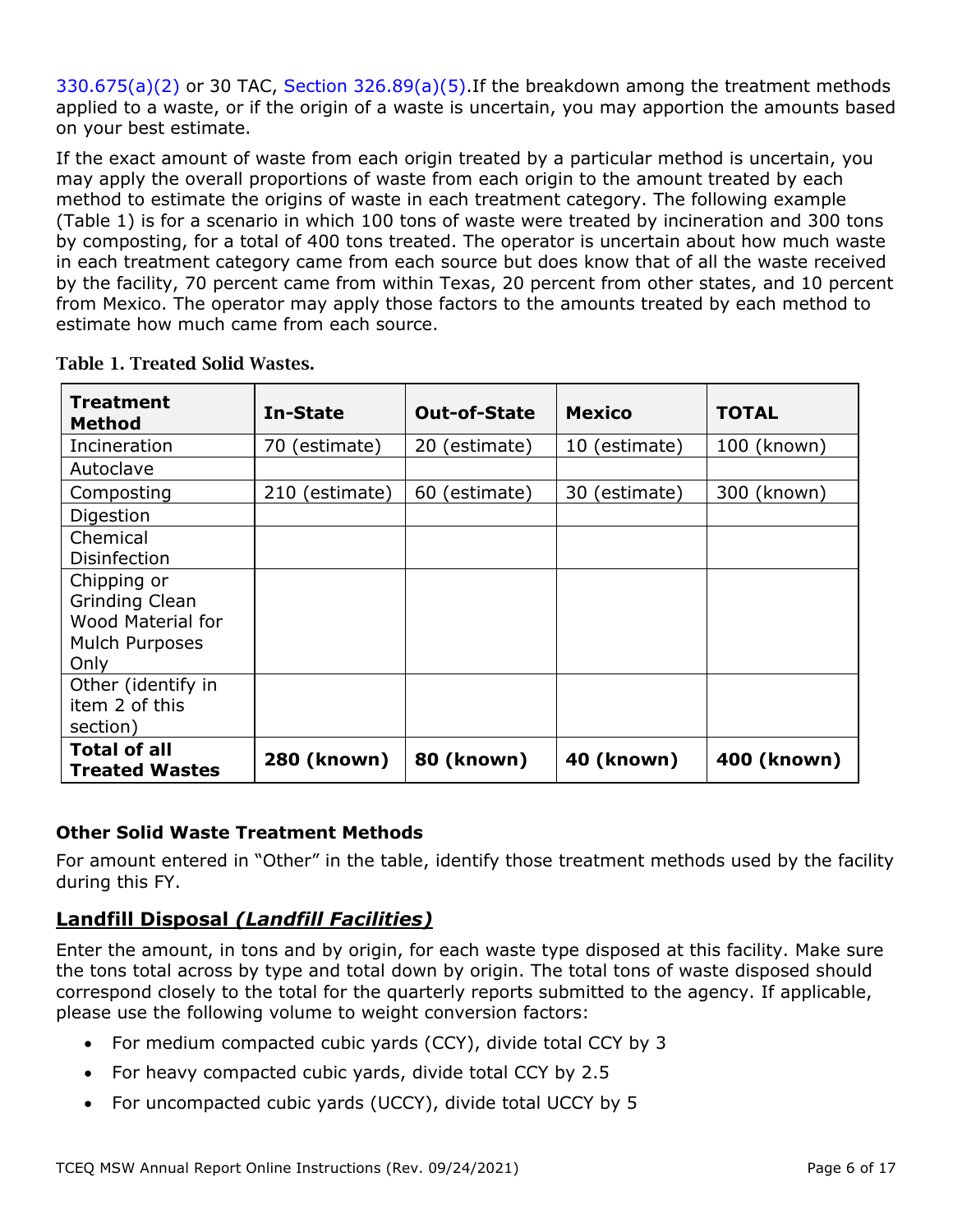330.675(a)(2) or 30 TAC, Section 326.89(a)(5).If the breakdown among the treatment methods applied to a waste, or if the origin of a waste is uncertain, you may apportion the amounts based on your best estimate.

If the exact amount of waste from each origin treated by a particular method is uncertain, you may apply the overall proportions of waste from each origin to the amount treated by each method to estimate the origins of waste in each treatment category. The following example (Table 1) is for a scenario in which 100 tons of waste were treated by incineration and 300 tons by composting, for a total of 400 tons treated. The operator is uncertain about how much waste in each treatment category came from each source but does know that of all the waste received by the facility, 70 percent came from within Texas, 20 percent from other states, and 10 percent from Mexico. The operator may apply those factors to the amounts treated by each method to estimate how much came from each source.

**Table 1. Treated Solid Wastes.**

| Treatment Method | In-State | Out-of-State | Mexico | TOTAL |
|---|---|---|---|---|
| Incineration | 70 (estimate) | 20 (estimate) | 10 (estimate) | 100 (known) |
| Autoclave | | | | |
| Composting | 210 (estimate) | 60 (estimate) | 30 (estimate) | 300 (known) |
| Digestion | | | | |
| Chemical Disinfection | | | | |
| Chipping or Grinding Clean Wood Material for Mulch Purposes Only | | | | |
| Other (identify in item 2 of this section) | | | | |
| **Total of all Treated Wastes** | **280 (known)** | **80 (known)** | **40 (known)** | **400 (known)** |

### Other Solid Waste Treatment Methods

For amount entered in "Other" in the table, identify those treatment methods used by the facility during this FY.

## Landfill Disposal *(Landfill Facilities)*

Enter the amount, in tons and by origin, for each waste type disposed at this facility. Make sure the tons total across by type and total down by origin. The total tons of waste disposed should correspond closely to the total for the quarterly reports submitted to the agency. If applicable, please use the following volume to weight conversion factors:

- For medium compacted cubic yards (CCY), divide total CCY by 3
- For heavy compacted cubic yards, divide total CCY by 2.5
- For uncompacted cubic yards (UCCY), divide total UCCY by 5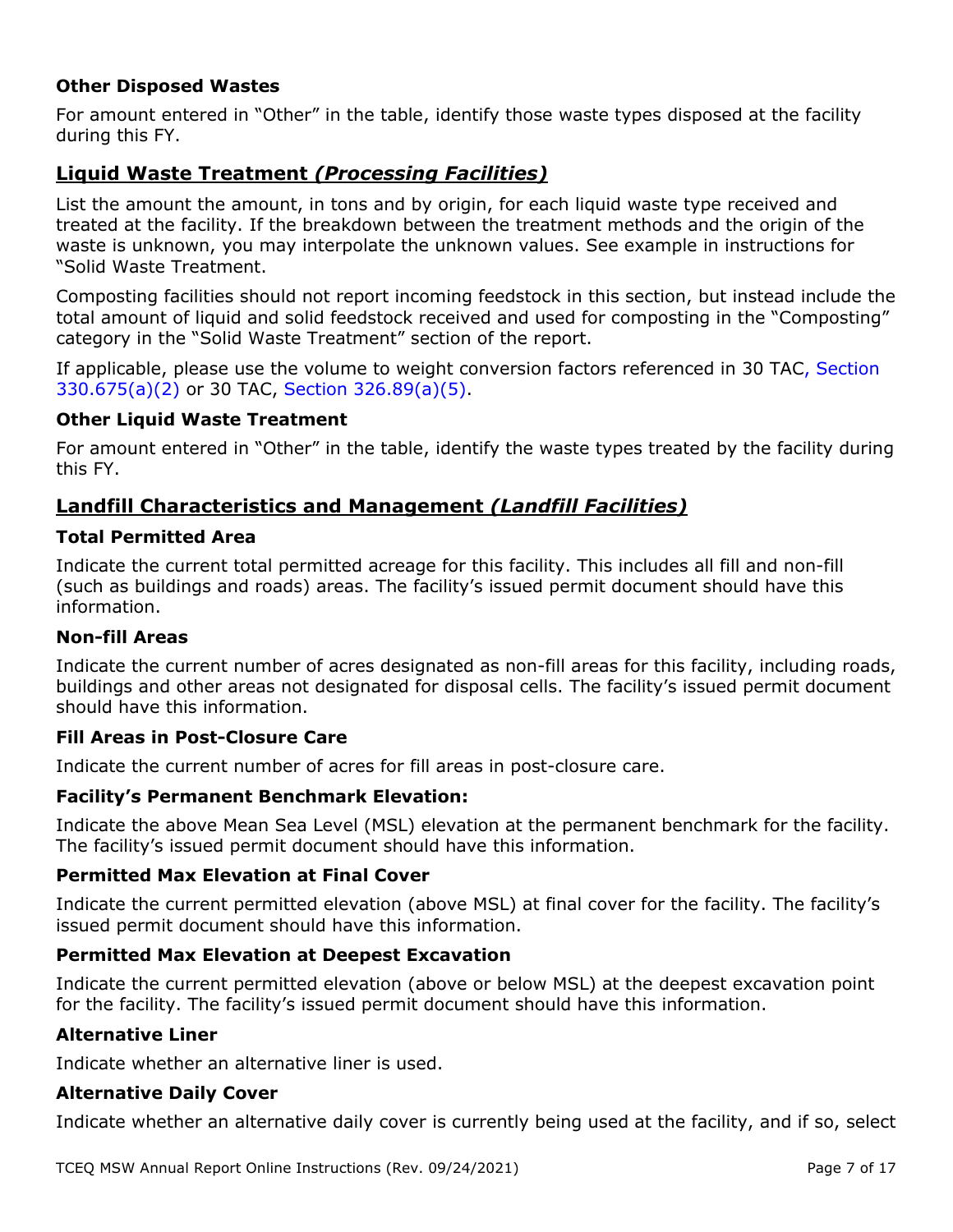### Other Disposed Wastes

For amount entered in "Other" in the table, identify those waste types disposed at the facility during this FY.

## Liquid Waste Treatment *(Processing Facilities)*

List the amount the amount, in tons and by origin, for each liquid waste type received and treated at the facility. If the breakdown between the treatment methods and the origin of the waste is unknown, you may interpolate the unknown values. See example in instructions for "Solid Waste Treatment.

Composting facilities should not report incoming feedstock in this section, but instead include the total amount of liquid and solid feedstock received and used for composting in the "Composting" category in the "Solid Waste Treatment" section of the report.

If applicable, please use the volume to weight conversion factors referenced in 30 TAC, Section 330.675(a)(2) or 30 TAC, Section 326.89(a)(5).

### Other Liquid Waste Treatment

For amount entered in "Other" in the table, identify the waste types treated by the facility during this FY.

## Landfill Characteristics and Management *(Landfill Facilities)*

### Total Permitted Area

Indicate the current total permitted acreage for this facility. This includes all fill and non-fill (such as buildings and roads) areas. The facility's issued permit document should have this information.

### Non-fill Areas

Indicate the current number of acres designated as non-fill areas for this facility, including roads, buildings and other areas not designated for disposal cells. The facility's issued permit document should have this information.

### Fill Areas in Post-Closure Care

Indicate the current number of acres for fill areas in post-closure care.

### Facility's Permanent Benchmark Elevation:

Indicate the above Mean Sea Level (MSL) elevation at the permanent benchmark for the facility. The facility's issued permit document should have this information.

### Permitted Max Elevation at Final Cover

Indicate the current permitted elevation (above MSL) at final cover for the facility. The facility's issued permit document should have this information.

### Permitted Max Elevation at Deepest Excavation

Indicate the current permitted elevation (above or below MSL) at the deepest excavation point for the facility. The facility's issued permit document should have this information.

### Alternative Liner

Indicate whether an alternative liner is used.

### Alternative Daily Cover

Indicate whether an alternative daily cover is currently being used at the facility, and if so, select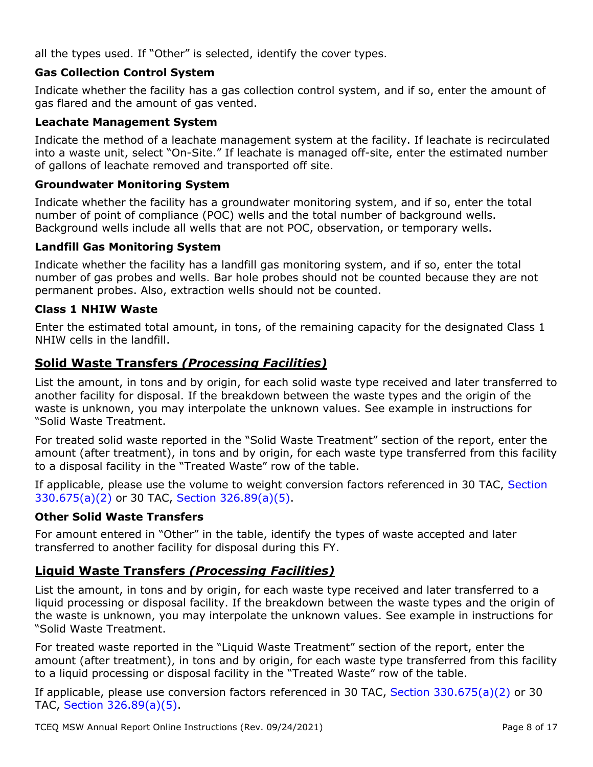all the types used. If "Other" is selected, identify the cover types.

### Gas Collection Control System

Indicate whether the facility has a gas collection control system, and if so, enter the amount of gas flared and the amount of gas vented.

### Leachate Management System

Indicate the method of a leachate management system at the facility. If leachate is recirculated into a waste unit, select "On-Site." If leachate is managed off-site, enter the estimated number of gallons of leachate removed and transported off site.

### Groundwater Monitoring System

Indicate whether the facility has a groundwater monitoring system, and if so, enter the total number of point of compliance (POC) wells and the total number of background wells. Background wells include all wells that are not POC, observation, or temporary wells.

### Landfill Gas Monitoring System

Indicate whether the facility has a landfill gas monitoring system, and if so, enter the total number of gas probes and wells. Bar hole probes should not be counted because they are not permanent probes. Also, extraction wells should not be counted.

### Class 1 NHIW Waste

Enter the estimated total amount, in tons, of the remaining capacity for the designated Class 1 NHIW cells in the landfill.

## Solid Waste Transfers *(Processing Facilities)*

List the amount, in tons and by origin, for each solid waste type received and later transferred to another facility for disposal. If the breakdown between the waste types and the origin of the waste is unknown, you may interpolate the unknown values. See example in instructions for "Solid Waste Treatment.

For treated solid waste reported in the "Solid Waste Treatment" section of the report, enter the amount (after treatment), in tons and by origin, for each waste type transferred from this facility to a disposal facility in the "Treated Waste" row of the table.

If applicable, please use the volume to weight conversion factors referenced in 30 TAC, Section 330.675(a)(2) or 30 TAC, Section 326.89(a)(5).

### Other Solid Waste Transfers

For amount entered in "Other" in the table, identify the types of waste accepted and later transferred to another facility for disposal during this FY.

## Liquid Waste Transfers *(Processing Facilities)*

List the amount, in tons and by origin, for each waste type received and later transferred to a liquid processing or disposal facility. If the breakdown between the waste types and the origin of the waste is unknown, you may interpolate the unknown values. See example in instructions for "Solid Waste Treatment.

For treated waste reported in the "Liquid Waste Treatment" section of the report, enter the amount (after treatment), in tons and by origin, for each waste type transferred from this facility to a liquid processing or disposal facility in the "Treated Waste" row of the table.

If applicable, please use conversion factors referenced in 30 TAC, Section 330.675(a)(2) or 30 TAC, Section 326.89(a)(5).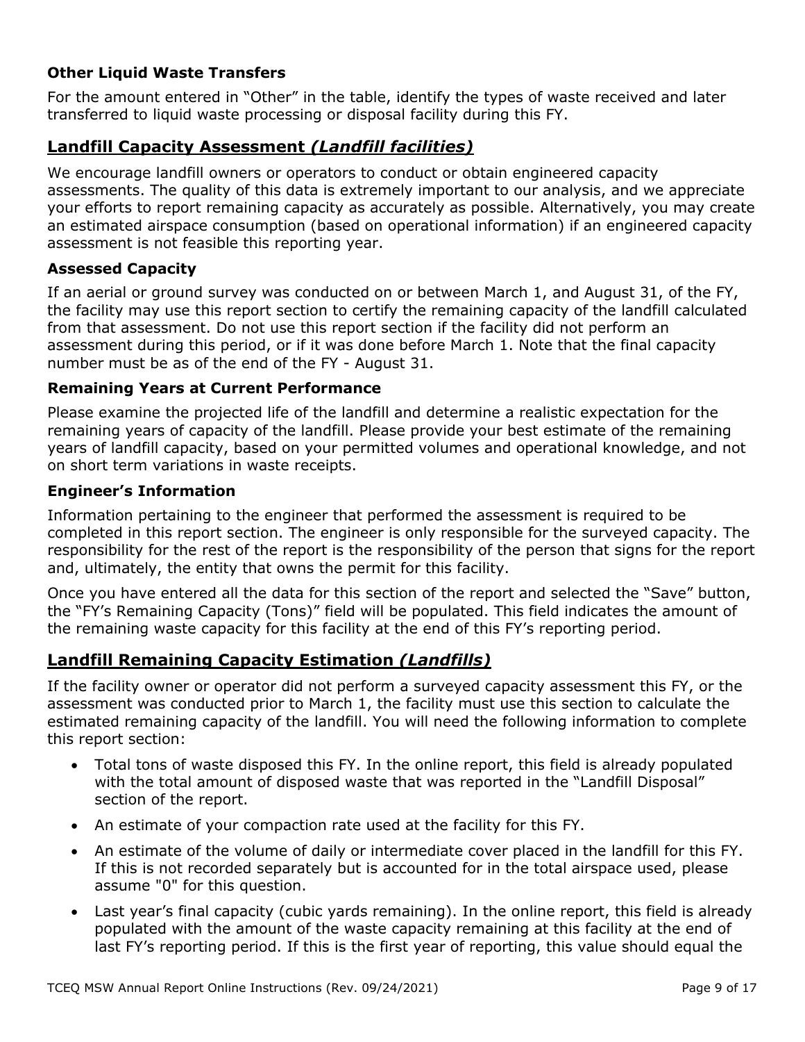### Other Liquid Waste Transfers

For the amount entered in “Other” in the table, identify the types of waste received and later transferred to liquid waste processing or disposal facility during this FY.

## Landfill Capacity Assessment *(Landfill facilities)*

We encourage landfill owners or operators to conduct or obtain engineered capacity assessments. The quality of this data is extremely important to our analysis, and we appreciate your efforts to report remaining capacity as accurately as possible. Alternatively, you may create an estimated airspace consumption (based on operational information) if an engineered capacity assessment is not feasible this reporting year.

### Assessed Capacity

If an aerial or ground survey was conducted on or between March 1, and August 31, of the FY, the facility may use this report section to certify the remaining capacity of the landfill calculated from that assessment. Do not use this report section if the facility did not perform an assessment during this period, or if it was done before March 1. Note that the final capacity number must be as of the end of the FY - August 31.

### Remaining Years at Current Performance

Please examine the projected life of the landfill and determine a realistic expectation for the remaining years of capacity of the landfill. Please provide your best estimate of the remaining years of landfill capacity, based on your permitted volumes and operational knowledge, and not on short term variations in waste receipts.

### Engineer’s Information

Information pertaining to the engineer that performed the assessment is required to be completed in this report section. The engineer is only responsible for the surveyed capacity. The responsibility for the rest of the report is the responsibility of the person that signs for the report and, ultimately, the entity that owns the permit for this facility.

Once you have entered all the data for this section of the report and selected the “Save” button, the “FY’s Remaining Capacity (Tons)” field will be populated. This field indicates the amount of the remaining waste capacity for this facility at the end of this FY’s reporting period.

## Landfill Remaining Capacity Estimation *(Landfills)*

If the facility owner or operator did not perform a surveyed capacity assessment this FY, or the assessment was conducted prior to March 1, the facility must use this section to calculate the estimated remaining capacity of the landfill. You will need the following information to complete this report section:

- Total tons of waste disposed this FY. In the online report, this field is already populated with the total amount of disposed waste that was reported in the “Landfill Disposal” section of the report.
- An estimate of your compaction rate used at the facility for this FY.
- An estimate of the volume of daily or intermediate cover placed in the landfill for this FY. If this is not recorded separately but is accounted for in the total airspace used, please assume "0" for this question.
- Last year’s final capacity (cubic yards remaining). In the online report, this field is already populated with the amount of the waste capacity remaining at this facility at the end of last FY’s reporting period. If this is the first year of reporting, this value should equal the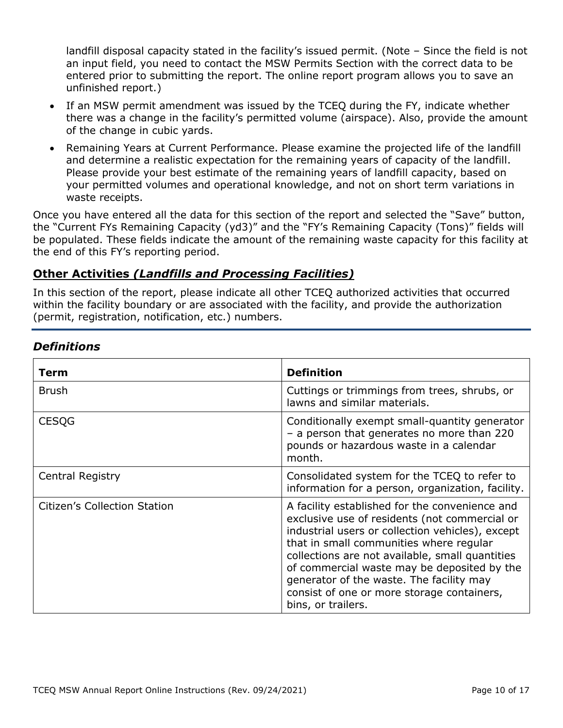landfill disposal capacity stated in the facility's issued permit. (Note – Since the field is not an input field, you need to contact the MSW Permits Section with the correct data to be entered prior to submitting the report. The online report program allows you to save an unfinished report.)

- If an MSW permit amendment was issued by the TCEQ during the FY, indicate whether there was a change in the facility's permitted volume (airspace). Also, provide the amount of the change in cubic yards.
- Remaining Years at Current Performance. Please examine the projected life of the landfill and determine a realistic expectation for the remaining years of capacity of the landfill. Please provide your best estimate of the remaining years of landfill capacity, based on your permitted volumes and operational knowledge, and not on short term variations in waste receipts.

Once you have entered all the data for this section of the report and selected the "Save" button, the "Current FYs Remaining Capacity (yd3)" and the "FY's Remaining Capacity (Tons)" fields will be populated. These fields indicate the amount of the remaining waste capacity for this facility at the end of this FY's reporting period.

## **Other Activities *(Landfills and Processing Facilities)***

In this section of the report, please indicate all other TCEQ authorized activities that occurred within the facility boundary or are associated with the facility, and provide the authorization (permit, registration, notification, etc.) numbers.

## *Definitions*

| **Term** | **Definition** |
| --- | --- |
| Brush | Cuttings or trimmings from trees, shrubs, or lawns and similar materials. |
| CESQG | Conditionally exempt small-quantity generator – a person that generates no more than 220 pounds or hazardous waste in a calendar month. |
| Central Registry | Consolidated system for the TCEQ to refer to information for a person, organization, facility. |
| Citizen's Collection Station | A facility established for the convenience and exclusive use of residents (not commercial or industrial users or collection vehicles), except that in small communities where regular collections are not available, small quantities of commercial waste may be deposited by the generator of the waste. The facility may consist of one or more storage containers, bins, or trailers. |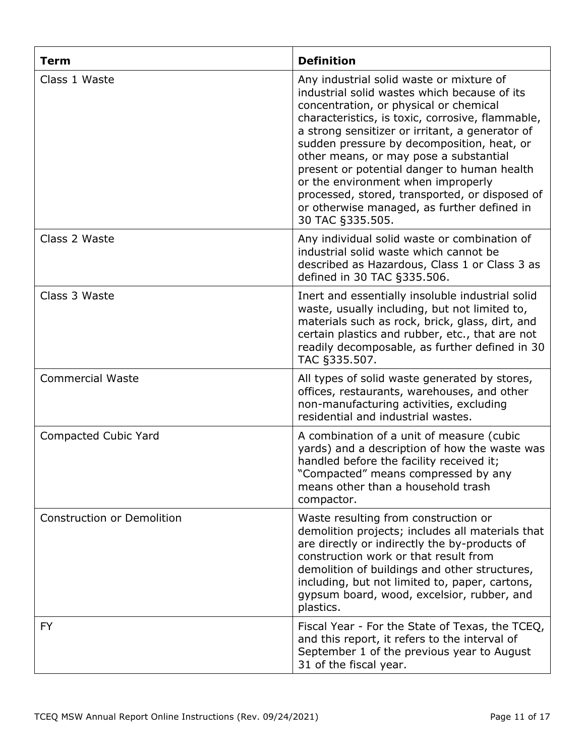| Term | Definition |
| --- | --- |
| Class 1 Waste | Any industrial solid waste or mixture of industrial solid wastes which because of its concentration, or physical or chemical characteristics, is toxic, corrosive, flammable, a strong sensitizer or irritant, a generator of sudden pressure by decomposition, heat, or other means, or may pose a substantial present or potential danger to human health or the environment when improperly processed, stored, transported, or disposed of or otherwise managed, as further defined in 30 TAC §335.505. |
| Class 2 Waste | Any individual solid waste or combination of industrial solid waste which cannot be described as Hazardous, Class 1 or Class 3 as defined in 30 TAC §335.506. |
| Class 3 Waste | Inert and essentially insoluble industrial solid waste, usually including, but not limited to, materials such as rock, brick, glass, dirt, and certain plastics and rubber, etc., that are not readily decomposable, as further defined in 30 TAC §335.507. |
| Commercial Waste | All types of solid waste generated by stores, offices, restaurants, warehouses, and other non-manufacturing activities, excluding residential and industrial wastes. |
| Compacted Cubic Yard | A combination of a unit of measure (cubic yards) and a description of how the waste was handled before the facility received it; "Compacted" means compressed by any means other than a household trash compactor. |
| Construction or Demolition | Waste resulting from construction or demolition projects; includes all materials that are directly or indirectly the by-products of construction work or that result from demolition of buildings and other structures, including, but not limited to, paper, cartons, gypsum board, wood, excelsior, rubber, and plastics. |
| FY | Fiscal Year - For the State of Texas, the TCEQ, and this report, it refers to the interval of September 1 of the previous year to August 31 of the fiscal year. |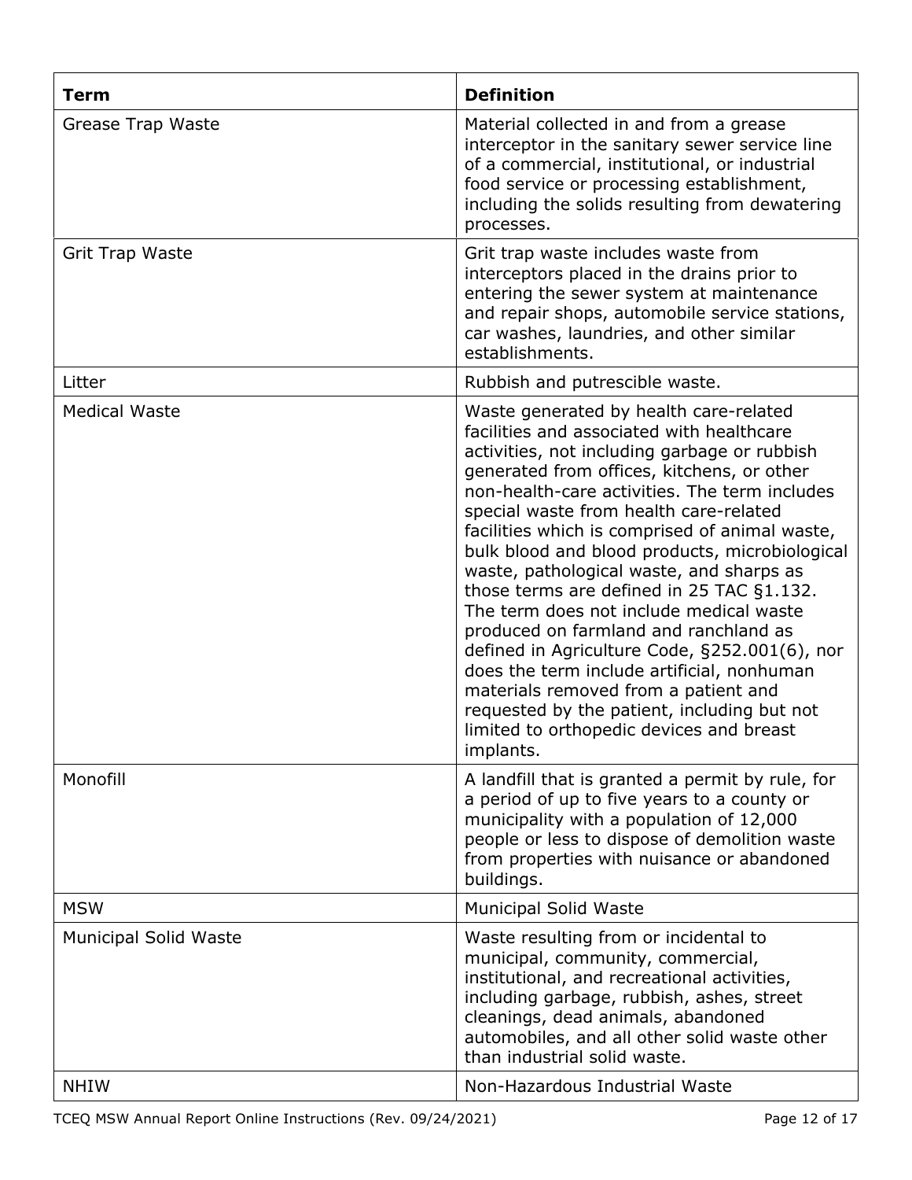| Term | Definition |
| --- | --- |
| Grease Trap Waste | Material collected in and from a grease interceptor in the sanitary sewer service line of a commercial, institutional, or industrial food service or processing establishment, including the solids resulting from dewatering processes. |
| Grit Trap Waste | Grit trap waste includes waste from interceptors placed in the drains prior to entering the sewer system at maintenance and repair shops, automobile service stations, car washes, laundries, and other similar establishments. |
| Litter | Rubbish and putrescible waste. |
| Medical Waste | Waste generated by health care-related facilities and associated with healthcare activities, not including garbage or rubbish generated from offices, kitchens, or other non-health-care activities. The term includes special waste from health care-related facilities which is comprised of animal waste, bulk blood and blood products, microbiological waste, pathological waste, and sharps as those terms are defined in 25 TAC §1.132. The term does not include medical waste produced on farmland and ranchland as defined in Agriculture Code, §252.001(6), nor does the term include artificial, nonhuman materials removed from a patient and requested by the patient, including but not limited to orthopedic devices and breast implants. |
| Monofill | A landfill that is granted a permit by rule, for a period of up to five years to a county or municipality with a population of 12,000 people or less to dispose of demolition waste from properties with nuisance or abandoned buildings. |
| MSW | Municipal Solid Waste |
| Municipal Solid Waste | Waste resulting from or incidental to municipal, community, commercial, institutional, and recreational activities, including garbage, rubbish, ashes, street cleanings, dead animals, abandoned automobiles, and all other solid waste other than industrial solid waste. |
| NHIW | Non-Hazardous Industrial Waste |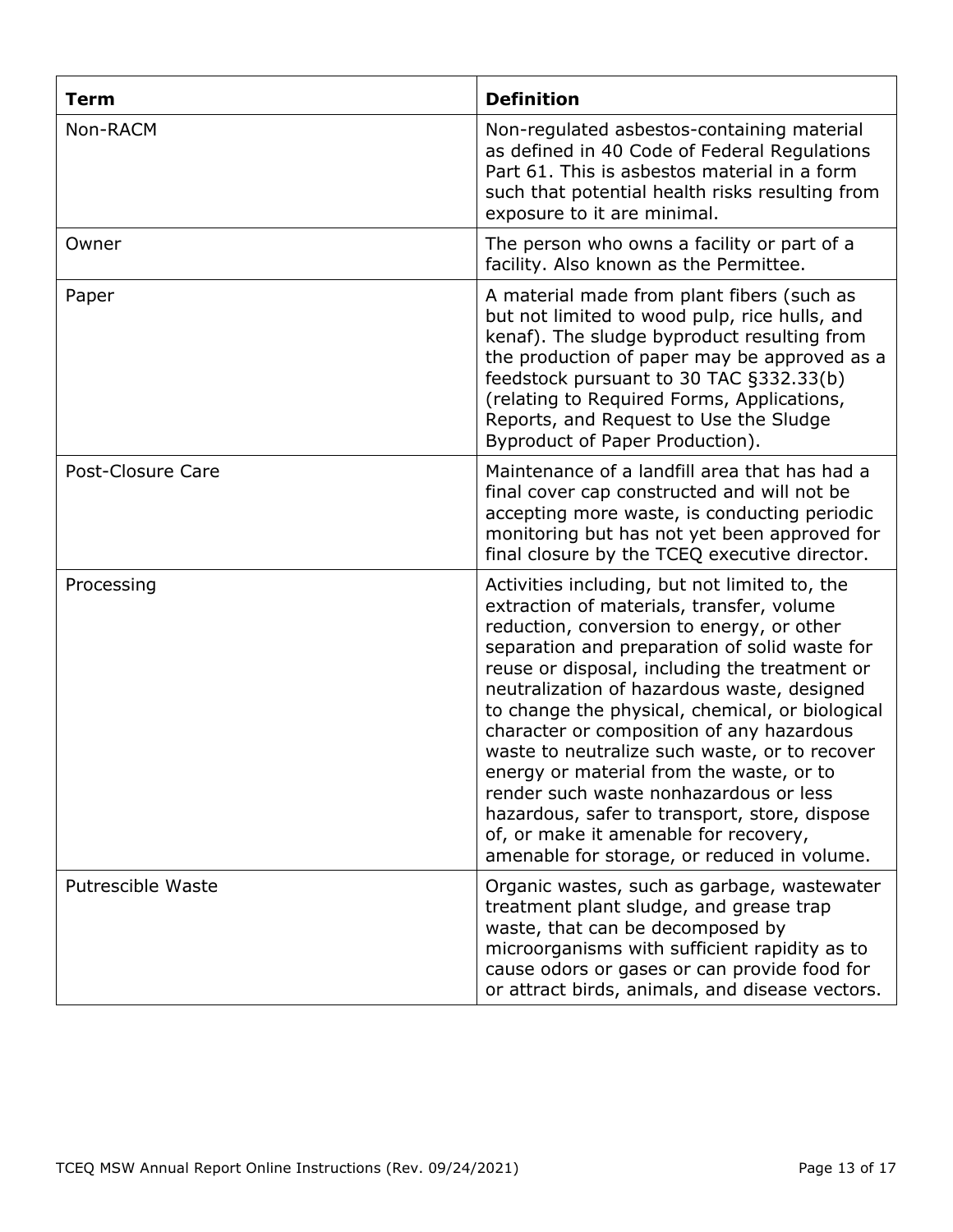| Term | Definition |
|---|---|
| Non-RACM | Non-regulated asbestos-containing material as defined in 40 Code of Federal Regulations Part 61. This is asbestos material in a form such that potential health risks resulting from exposure to it are minimal. |
| Owner | The person who owns a facility or part of a facility. Also known as the Permittee. |
| Paper | A material made from plant fibers (such as but not limited to wood pulp, rice hulls, and kenaf). The sludge byproduct resulting from the production of paper may be approved as a feedstock pursuant to 30 TAC §332.33(b) (relating to Required Forms, Applications, Reports, and Request to Use the Sludge Byproduct of Paper Production). |
| Post-Closure Care | Maintenance of a landfill area that has had a final cover cap constructed and will not be accepting more waste, is conducting periodic monitoring but has not yet been approved for final closure by the TCEQ executive director. |
| Processing | Activities including, but not limited to, the extraction of materials, transfer, volume reduction, conversion to energy, or other separation and preparation of solid waste for reuse or disposal, including the treatment or neutralization of hazardous waste, designed to change the physical, chemical, or biological character or composition of any hazardous waste to neutralize such waste, or to recover energy or material from the waste, or to render such waste nonhazardous or less hazardous, safer to transport, store, dispose of, or make it amenable for recovery, amenable for storage, or reduced in volume. |
| Putrescible Waste | Organic wastes, such as garbage, wastewater treatment plant sludge, and grease trap waste, that can be decomposed by microorganisms with sufficient rapidity as to cause odors or gases or can provide food for or attract birds, animals, and disease vectors. |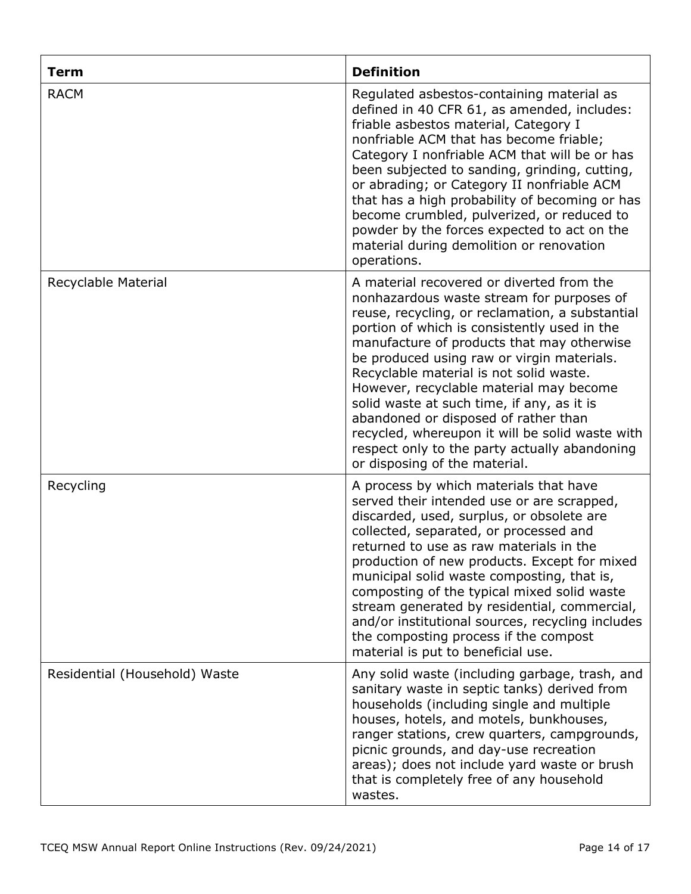| Term | Definition |
|---|---|
| RACM | Regulated asbestos-containing material as defined in 40 CFR 61, as amended, includes: friable asbestos material, Category I nonfriable ACM that has become friable; Category I nonfriable ACM that will be or has been subjected to sanding, grinding, cutting, or abrading; or Category II nonfriable ACM that has a high probability of becoming or has become crumbled, pulverized, or reduced to powder by the forces expected to act on the material during demolition or renovation operations. |
| Recyclable Material | A material recovered or diverted from the nonhazardous waste stream for purposes of reuse, recycling, or reclamation, a substantial portion of which is consistently used in the manufacture of products that may otherwise be produced using raw or virgin materials. Recyclable material is not solid waste. However, recyclable material may become solid waste at such time, if any, as it is abandoned or disposed of rather than recycled, whereupon it will be solid waste with respect only to the party actually abandoning or disposing of the material. |
| Recycling | A process by which materials that have served their intended use or are scrapped, discarded, used, surplus, or obsolete are collected, separated, or processed and returned to use as raw materials in the production of new products. Except for mixed municipal solid waste composting, that is, composting of the typical mixed solid waste stream generated by residential, commercial, and/or institutional sources, recycling includes the composting process if the compost material is put to beneficial use. |
| Residential (Household) Waste | Any solid waste (including garbage, trash, and sanitary waste in septic tanks) derived from households (including single and multiple houses, hotels, and motels, bunkhouses, ranger stations, crew quarters, campgrounds, picnic grounds, and day-use recreation areas); does not include yard waste or brush that is completely free of any household wastes. |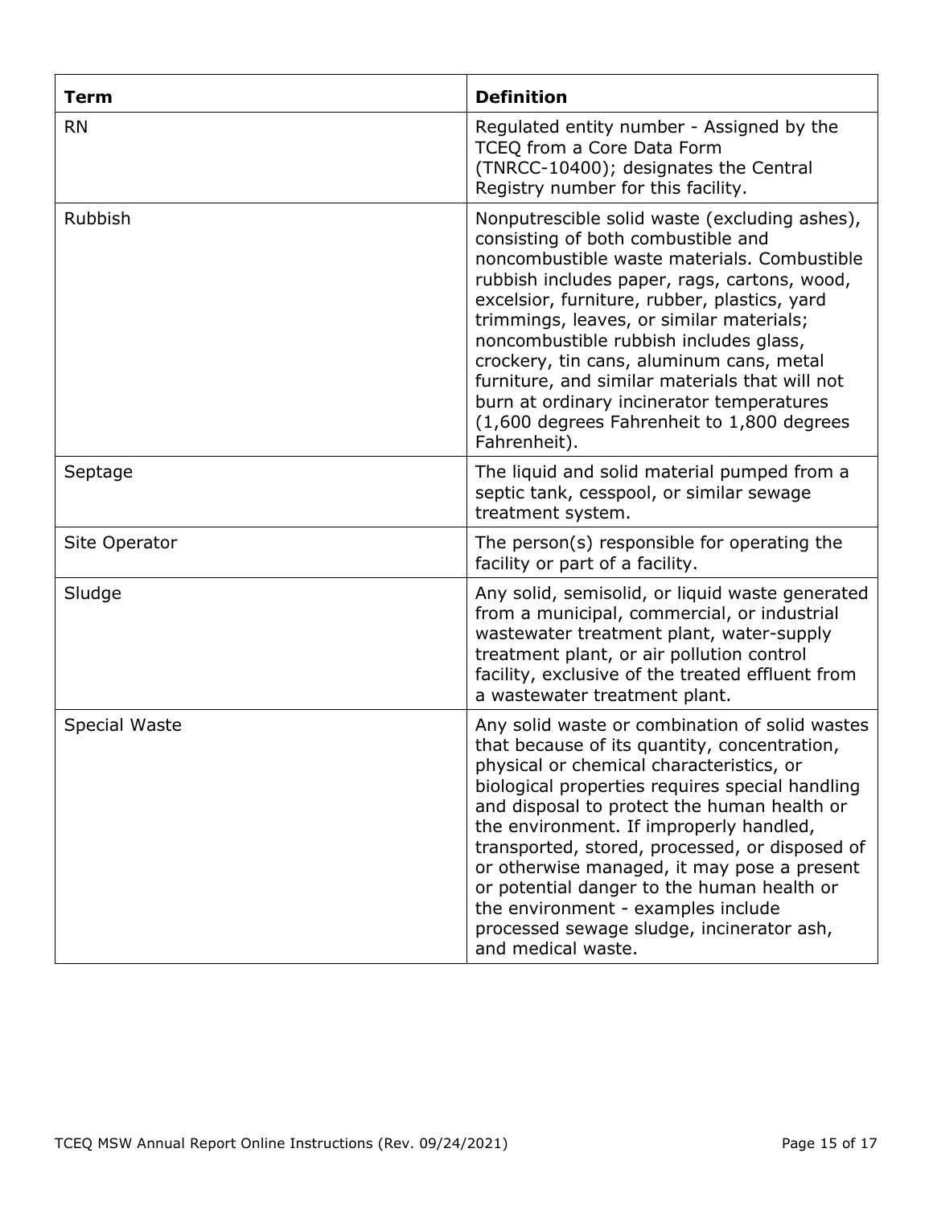| Term | Definition |
| --- | --- |
| RN | Regulated entity number - Assigned by the TCEQ from a Core Data Form (TNRCC-10400); designates the Central Registry number for this facility. |
| Rubbish | Nonputrescible solid waste (excluding ashes), consisting of both combustible and noncombustible waste materials. Combustible rubbish includes paper, rags, cartons, wood, excelsior, furniture, rubber, plastics, yard trimmings, leaves, or similar materials; noncombustible rubbish includes glass, crockery, tin cans, aluminum cans, metal furniture, and similar materials that will not burn at ordinary incinerator temperatures (1,600 degrees Fahrenheit to 1,800 degrees Fahrenheit). |
| Septage | The liquid and solid material pumped from a septic tank, cesspool, or similar sewage treatment system. |
| Site Operator | The person(s) responsible for operating the facility or part of a facility. |
| Sludge | Any solid, semisolid, or liquid waste generated from a municipal, commercial, or industrial wastewater treatment plant, water-supply treatment plant, or air pollution control facility, exclusive of the treated effluent from a wastewater treatment plant. |
| Special Waste | Any solid waste or combination of solid wastes that because of its quantity, concentration, physical or chemical characteristics, or biological properties requires special handling and disposal to protect the human health or the environment. If improperly handled, transported, stored, processed, or disposed of or otherwise managed, it may pose a present or potential danger to the human health or the environment - examples include processed sewage sludge, incinerator ash, and medical waste. |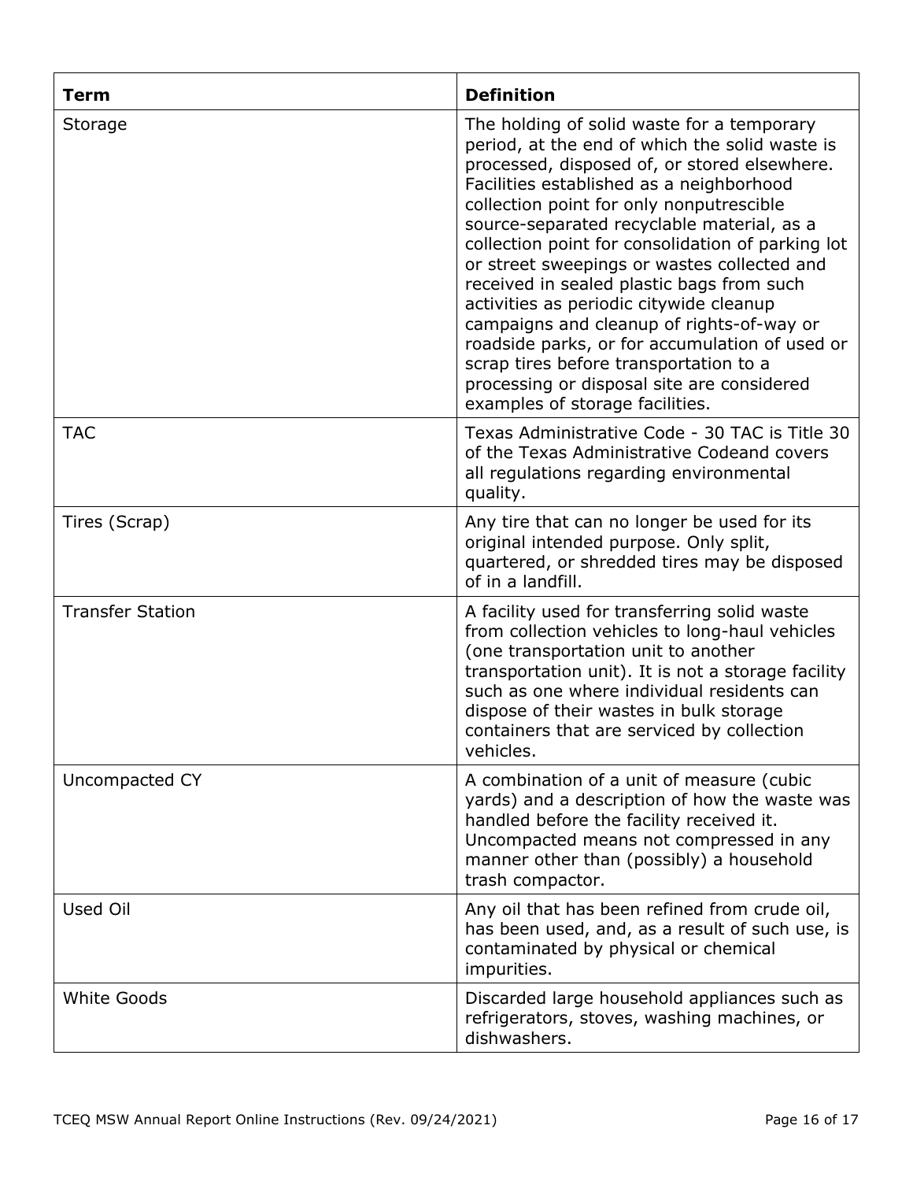| Term | Definition |
| --- | --- |
| Storage | The holding of solid waste for a temporary period, at the end of which the solid waste is processed, disposed of, or stored elsewhere. Facilities established as a neighborhood collection point for only nonputrescible source-separated recyclable material, as a collection point for consolidation of parking lot or street sweepings or wastes collected and received in sealed plastic bags from such activities as periodic citywide cleanup campaigns and cleanup of rights-of-way or roadside parks, or for accumulation of used or scrap tires before transportation to a processing or disposal site are considered examples of storage facilities. |
| TAC | Texas Administrative Code - 30 TAC is Title 30 of the Texas Administrative Codeand covers all regulations regarding environmental quality. |
| Tires (Scrap) | Any tire that can no longer be used for its original intended purpose. Only split, quartered, or shredded tires may be disposed of in a landfill. |
| Transfer Station | A facility used for transferring solid waste from collection vehicles to long-haul vehicles (one transportation unit to another transportation unit). It is not a storage facility such as one where individual residents can dispose of their wastes in bulk storage containers that are serviced by collection vehicles. |
| Uncompacted CY | A combination of a unit of measure (cubic yards) and a description of how the waste was handled before the facility received it. Uncompacted means not compressed in any manner other than (possibly) a household trash compactor. |
| Used Oil | Any oil that has been refined from crude oil, has been used, and, as a result of such use, is contaminated by physical or chemical impurities. |
| White Goods | Discarded large household appliances such as refrigerators, stoves, washing machines, or dishwashers. |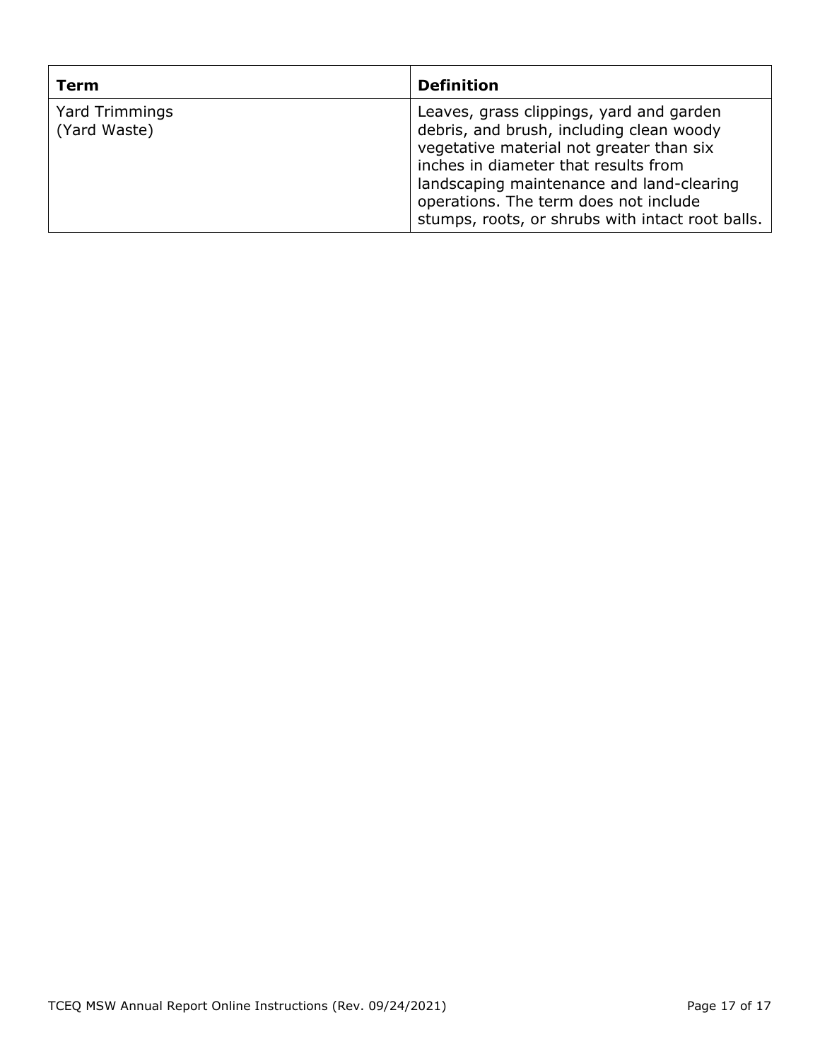| Term | Definition |
|---|---|
| Yard Trimmings (Yard Waste) | Leaves, grass clippings, yard and garden debris, and brush, including clean woody vegetative material not greater than six inches in diameter that results from landscaping maintenance and land-clearing operations. The term does not include stumps, roots, or shrubs with intact root balls. |